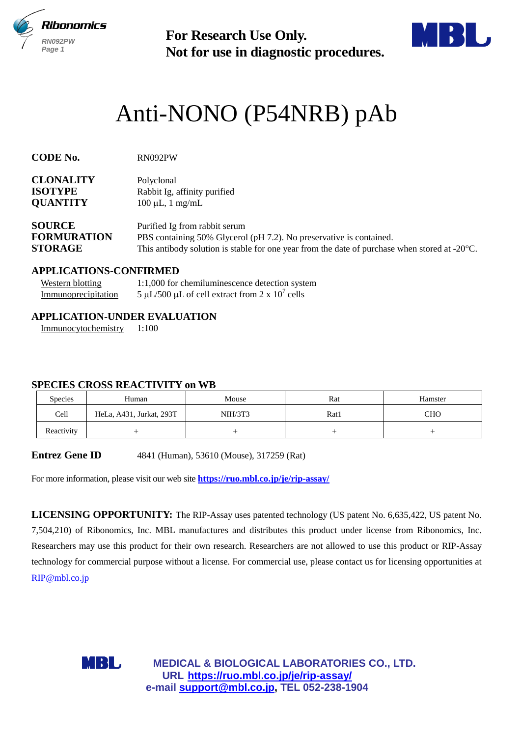**For Research Use Only.**
**Not for use in diagnostic procedures.**

# Anti-NONO (P54NRB) pAb

**CODE No.** RN092PW

**CLONALITY** Polyclonal
**ISOTYPE** Rabbit Ig, affinity purified
**QUANTITY** 100 µL, 1 mg/mL

**SOURCE** Purified Ig from rabbit serum
**FORMURATION** PBS containing 50% Glycerol (pH 7.2). No preservative is contained.
**STORAGE** This antibody solution is stable for one year from the date of purchase when stored at -20°C.

## APPLICATIONS-CONFIRMED

Western blotting 1:1,000 for chemiluminescence detection system
Immunoprecipitation 5 µL/500 µL of cell extract from 2 x $10^7$ cells

## APPLICATION-UNDER EVALUATION

Immunocytochemistry 1:100

## SPECIES CROSS REACTIVITY on WB

| Species | Human | Mouse | Rat | Hamster |
|---|---|---|---|---|
| Cell | HeLa, A431, Jurkat, 293T | NIH/3T3 | Rat1 | CHO |
| Reactivity | + | + | + | + |

**Entrez Gene ID** 4841 (Human), 53610 (Mouse), 317259 (Rat)

For more information, please visit our web site **https://ruo.mbl.co.jp/je/rip-assay/**

**LICENSING OPPORTUNITY:** The RIP-Assay uses patented technology (US patent No. 6,635,422, US patent No. 7,504,210) of Ribonomics, Inc. MBL manufactures and distributes this product under license from Ribonomics, Inc. Researchers may use this product for their own research. Researchers are not allowed to use this product or RIP-Assay technology for commercial purpose without a license. For commercial use, please contact us for licensing opportunities at RIP@mbl.co.jp

**MEDICAL & BIOLOGICAL LABORATORIES CO., LTD.**
**URL https://ruo.mbl.co.jp/je/rip-assay/**
**e-mail support@mbl.co.jp, TEL 052-238-1904**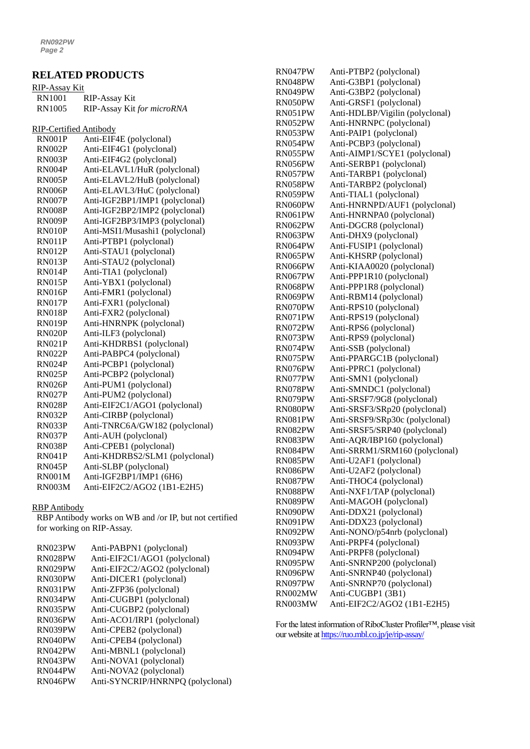## RELATED PRODUCTS

RIP-Assay Kit

| | |
|---|---|
| RN1001 | RIP-Assay Kit |
| RN1005 | RIP-Assay Kit *for microRNA* |

RIP-Certified Antibody

| | |
|---|---|
| RN001P | Anti-EIF4E (polyclonal) |
| RN002P | Anti-EIF4G1 (polyclonal) |
| RN003P | Anti-EIF4G2 (polyclonal) |
| RN004P | Anti-ELAVL1/HuR (polyclonal) |
| RN005P | Anti-ELAVL2/HuB (polyclonal) |
| RN006P | Anti-ELAVL3/HuC (polyclonal) |
| RN007P | Anti-IGF2BP1/IMP1 (polyclonal) |
| RN008P | Anti-IGF2BP2/IMP2 (polyclonal) |
| RN009P | Anti-IGF2BP3/IMP3 (polyclonal) |
| RN010P | Anti-MSI1/Musashi1 (polyclonal) |
| RN011P | Anti-PTBP1 (polyclonal) |
| RN012P | Anti-STAU1 (polyclonal) |
| RN013P | Anti-STAU2 (polyclonal) |
| RN014P | Anti-TIA1 (polyclonal) |
| RN015P | Anti-YBX1 (polyclonal) |
| RN016P | Anti-FMR1 (polyclonal) |
| RN017P | Anti-FXR1 (polyclonal) |
| RN018P | Anti-FXR2 (polyclonal) |
| RN019P | Anti-HNRNPK (polyclonal) |
| RN020P | Anti-ILF3 (polyclonal) |
| RN021P | Anti-KHDRBS1 (polyclonal) |
| RN022P | Anti-PABPC4 (polyclonal) |
| RN024P | Anti-PCBP1 (polyclonal) |
| RN025P | Anti-PCBP2 (polyclonal) |
| RN026P | Anti-PUM1 (polyclonal) |
| RN027P | Anti-PUM2 (polyclonal) |
| RN028P | Anti-EIF2C1/AGO1 (polyclonal) |
| RN032P | Anti-CIRBP (polyclonal) |
| RN033P | Anti-TNRC6A/GW182 (polyclonal) |
| RN037P | Anti-AUH (polyclonal) |
| RN038P | Anti-CPEB1 (polyclonal) |
| RN041P | Anti-KHDRBS2/SLM1 (polyclonal) |
| RN045P | Anti-SLBP (polyclonal) |
| RN001M | Anti-IGF2BP1/IMP1 (6H6) |
| RN003M | Anti-EIF2C2/AGO2 (1B1-E2H5) |

RBP Antibody

RBP Antibody works on WB and /or IP, but not certified for working on RIP-Assay.

| | |
|---|---|
| RN023PW | Anti-PABPN1 (polyclonal) |
| RN028PW | Anti-EIF2C1/AGO1 (polyclonal) |
| RN029PW | Anti-EIF2C2/AGO2 (polyclonal) |
| RN030PW | Anti-DICER1 (polyclonal) |
| RN031PW | Anti-ZFP36 (polyclonal) |
| RN034PW | Anti-CUGBP1 (polyclonal) |
| RN035PW | Anti-CUGBP2 (polyclonal) |
| RN036PW | Anti-ACO1/IRP1 (polyclonal) |
| RN039PW | Anti-CPEB2 (polyclonal) |
| RN040PW | Anti-CPEB4 (polyclonal) |
| RN042PW | Anti-MBNL1 (polyclonal) |
| RN043PW | Anti-NOVA1 (polyclonal) |
| RN044PW | Anti-NOVA2 (polyclonal) |
| RN046PW | Anti-SYNCRIP/HNRNPQ (polyclonal) |
| RN047PW | Anti-PTBP2 (polyclonal) |
| RN048PW | Anti-G3BP1 (polyclonal) |
| RN049PW | Anti-G3BP2 (polyclonal) |
| RN050PW | Anti-GRSF1 (polyclonal) |
| RN051PW | Anti-HDLBP/Vigilin (polyclonal) |
| RN052PW | Anti-HNRNPC (polyclonal) |
| RN053PW | Anti-PAIP1 (polyclonal) |
| RN054PW | Anti-PCBP3 (polyclonal) |
| RN055PW | Anti-AIMP1/SCYE1 (polyclonal) |
| RN056PW | Anti-SERBP1 (polyclonal) |
| RN057PW | Anti-TARBP1 (polyclonal) |
| RN058PW | Anti-TARBP2 (polyclonal) |
| RN059PW | Anti-TIAL1 (polyclonal) |
| RN060PW | Anti-HNRNPD/AUF1 (polyclonal) |
| RN061PW | Anti-HNRNPA0 (polyclonal) |
| RN062PW | Anti-DGCR8 (polyclonal) |
| RN063PW | Anti-DHX9 (polyclonal) |
| RN064PW | Anti-FUSIP1 (polyclonal) |
| RN065PW | Anti-KHSRP (polyclonal) |
| RN066PW | Anti-KIAA0020 (polyclonal) |
| RN067PW | Anti-PPP1R10 (polyclonal) |
| RN068PW | Anti-PPP1R8 (polyclonal) |
| RN069PW | Anti-RBM14 (polyclonal) |
| RN070PW | Anti-RPS10 (polyclonal) |
| RN071PW | Anti-RPS19 (polyclonal) |
| RN072PW | Anti-RPS6 (polyclonal) |
| RN073PW | Anti-RPS9 (polyclonal) |
| RN074PW | Anti-SSB (polyclonal) |
| RN075PW | Anti-PPARGC1B (polyclonal) |
| RN076PW | Anti-PPRC1 (polyclonal) |
| RN077PW | Anti-SMN1 (polyclonal) |
| RN078PW | Anti-SMNDC1 (polyclonal) |
| RN079PW | Anti-SRSF7/9G8 (polyclonal) |
| RN080PW | Anti-SRSF3/SRp20 (polyclonal) |
| RN081PW | Anti-SRSF9/SRp30c (polyclonal) |
| RN082PW | Anti-SRSF5/SRP40 (polyclonal) |
| RN083PW | Anti-AQR/IBP160 (polyclonal) |
| RN084PW | Anti-SRRM1/SRM160 (polyclonal) |
| RN085PW | Anti-U2AF1 (polyclonal) |
| RN086PW | Anti-U2AF2 (polyclonal) |
| RN087PW | Anti-THOC4 (polyclonal) |
| RN088PW | Anti-NXF1/TAP (polyclonal) |
| RN089PW | Anti-MAGOH (polyclonal) |
| RN090PW | Anti-DDX21 (polyclonal) |
| RN091PW | Anti-DDX23 (polyclonal) |
| RN092PW | Anti-NONO/p54nrb (polyclonal) |
| RN093PW | Anti-PRPF4 (polyclonal) |
| RN094PW | Anti-PRPF8 (polyclonal) |
| RN095PW | Anti-SNRNP200 (polyclonal) |
| RN096PW | Anti-SNRNP40 (polyclonal) |
| RN097PW | Anti-SNRNP70 (polyclonal) |
| RN002MW | Anti-CUGBP1 (3B1) |
| RN003MW | Anti-EIF2C2/AGO2 (1B1-E2H5) |

For the latest information of RiboCluster Profiler™, please visit our website at https://ruo.mbl.co.jp/je/rip-assay/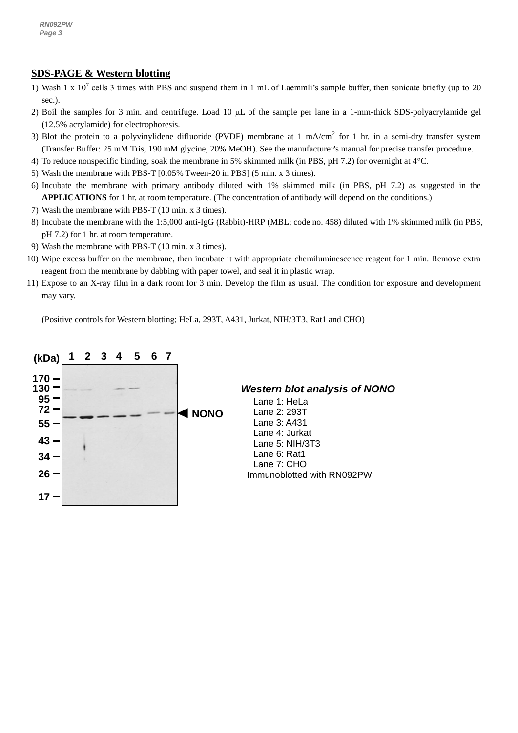## SDS-PAGE & Western blotting

1) Wash 1 x $10^7$ cells 3 times with PBS and suspend them in 1 mL of Laemmli's sample buffer, then sonicate briefly (up to 20 sec.).
2) Boil the samples for 3 min. and centrifuge. Load 10 μL of the sample per lane in a 1-mm-thick SDS-polyacrylamide gel (12.5% acrylamide) for electrophoresis.
3) Blot the protein to a polyvinylidene difluoride (PVDF) membrane at 1 mA/$cm^2$ for 1 hr. in a semi-dry transfer system (Transfer Buffer: 25 mM Tris, 190 mM glycine, 20% MeOH). See the manufacturer's manual for precise transfer procedure.
4) To reduce nonspecific binding, soak the membrane in 5% skimmed milk (in PBS, pH 7.2) for overnight at 4°C.
5) Wash the membrane with PBS-T [0.05% Tween-20 in PBS] (5 min. x 3 times).
6) Incubate the membrane with primary antibody diluted with 1% skimmed milk (in PBS, pH 7.2) as suggested in the **APPLICATIONS** for 1 hr. at room temperature. (The concentration of antibody will depend on the conditions.)
7) Wash the membrane with PBS-T (10 min. x 3 times).
8) Incubate the membrane with the 1:5,000 anti-IgG (Rabbit)-HRP (MBL; code no. 458) diluted with 1% skimmed milk (in PBS, pH 7.2) for 1 hr. at room temperature.
9) Wash the membrane with PBS-T (10 min. x 3 times).
10) Wipe excess buffer on the membrane, then incubate it with appropriate chemiluminescence reagent for 1 min. Remove extra reagent from the membrane by dabbing with paper towel, and seal it in plastic wrap.
11) Expose to an X-ray film in a dark room for 3 min. Develop the film as usual. The condition for exposure and development may vary.

(Positive controls for Western blotting; HeLa, 293T, A431, Jurkat, NIH/3T3, Rat1 and CHO)

(kDa) 1 2 3 4 5 6 7

170, 130, 95, 72, 55, 43, 34, 26, 17

◀ NONO

***Western blot analysis of NONO***

Lane 1: HeLa
Lane 2: 293T
Lane 3: A431
Lane 4: Jurkat
Lane 5: NIH/3T3
Lane 6: Rat1
Lane 7: CHO
Immunoblotted with RN092PW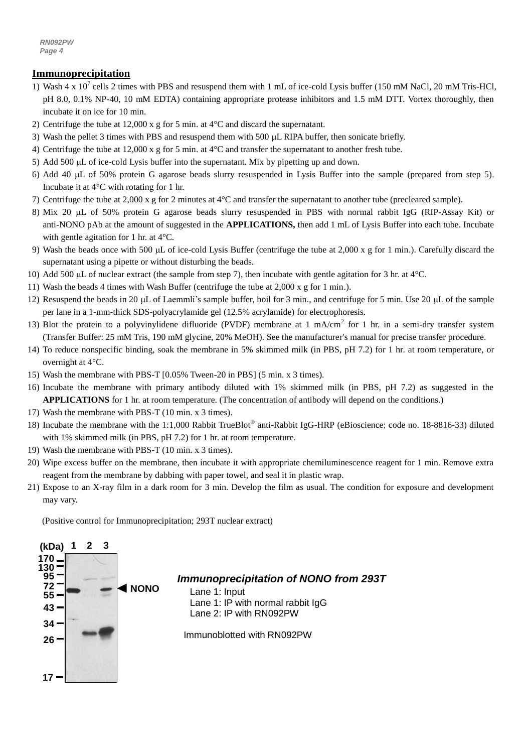## Immunoprecipitation

1) Wash 4 x $10^7$ cells 2 times with PBS and resuspend them with 1 mL of ice-cold Lysis buffer (150 mM NaCl, 20 mM Tris-HCl, pH 8.0, 0.1% NP-40, 10 mM EDTA) containing appropriate protease inhibitors and 1.5 mM DTT. Vortex thoroughly, then incubate it on ice for 10 min.
2) Centrifuge the tube at 12,000 x g for 5 min. at 4°C and discard the supernatant.
3) Wash the pellet 3 times with PBS and resuspend them with 500 μL RIPA buffer, then sonicate briefly.
4) Centrifuge the tube at 12,000 x g for 5 min. at 4°C and transfer the supernatant to another fresh tube.
5) Add 500 μL of ice-cold Lysis buffer into the supernatant. Mix by pipetting up and down.
6) Add 40 μL of 50% protein G agarose beads slurry resuspended in Lysis Buffer into the sample (prepared from step 5). Incubate it at 4°C with rotating for 1 hr.
7) Centrifuge the tube at 2,000 x g for 2 minutes at 4°C and transfer the supernatant to another tube (precleared sample).
8) Mix 20 μL of 50% protein G agarose beads slurry resuspended in PBS with normal rabbit IgG (RIP-Assay Kit) or anti-NONO pAb at the amount of suggested in the **APPLICATIONS,** then add 1 mL of Lysis Buffer into each tube. Incubate with gentle agitation for 1 hr. at 4°C.
9) Wash the beads once with 500 μL of ice-cold Lysis Buffer (centrifuge the tube at 2,000 x g for 1 min.). Carefully discard the supernatant using a pipette or without disturbing the beads.
10) Add 500 μL of nuclear extract (the sample from step 7), then incubate with gentle agitation for 3 hr. at 4°C.
11) Wash the beads 4 times with Wash Buffer (centrifuge the tube at 2,000 x g for 1 min.).
12) Resuspend the beads in 20 μL of Laemmli's sample buffer, boil for 3 min., and centrifuge for 5 min. Use 20 μL of the sample per lane in a 1-mm-thick SDS-polyacrylamide gel (12.5% acrylamide) for electrophoresis.
13) Blot the protein to a polyvinylidene difluoride (PVDF) membrane at 1 mA/$cm^2$ for 1 hr. in a semi-dry transfer system (Transfer Buffer: 25 mM Tris, 190 mM glycine, 20% MeOH). See the manufacturer's manual for precise transfer procedure.
14) To reduce nonspecific binding, soak the membrane in 5% skimmed milk (in PBS, pH 7.2) for 1 hr. at room temperature, or overnight at 4°C.
15) Wash the membrane with PBS-T [0.05% Tween-20 in PBS] (5 min. x 3 times).
16) Incubate the membrane with primary antibody diluted with 1% skimmed milk (in PBS, pH 7.2) as suggested in the **APPLICATIONS** for 1 hr. at room temperature. (The concentration of antibody will depend on the conditions.)
17) Wash the membrane with PBS-T (10 min. x 3 times).
18) Incubate the membrane with the 1:1,000 Rabbit TrueBlot® anti-Rabbit IgG-HRP (eBioscience; code no. 18-8816-33) diluted with 1% skimmed milk (in PBS, pH 7.2) for 1 hr. at room temperature.
19) Wash the membrane with PBS-T (10 min. x 3 times).
20) Wipe excess buffer on the membrane, then incubate it with appropriate chemiluminescence reagent for 1 min. Remove extra reagent from the membrane by dabbing with paper towel, and seal it in plastic wrap.
21) Expose to an X-ray film in a dark room for 3 min. Develop the film as usual. The condition for exposure and development may vary.

(Positive control for Immunoprecipitation; 293T nuclear extract)

(kDa) 1 2 3
170, 130, 95, 72, 55, 43, 34, 26, 17
◀ NONO

***Immunoprecipitation of NONO from 293T***

Lane 1: Input
Lane 1: IP with normal rabbit IgG
Lane 2: IP with RN092PW

Immunoblotted with RN092PW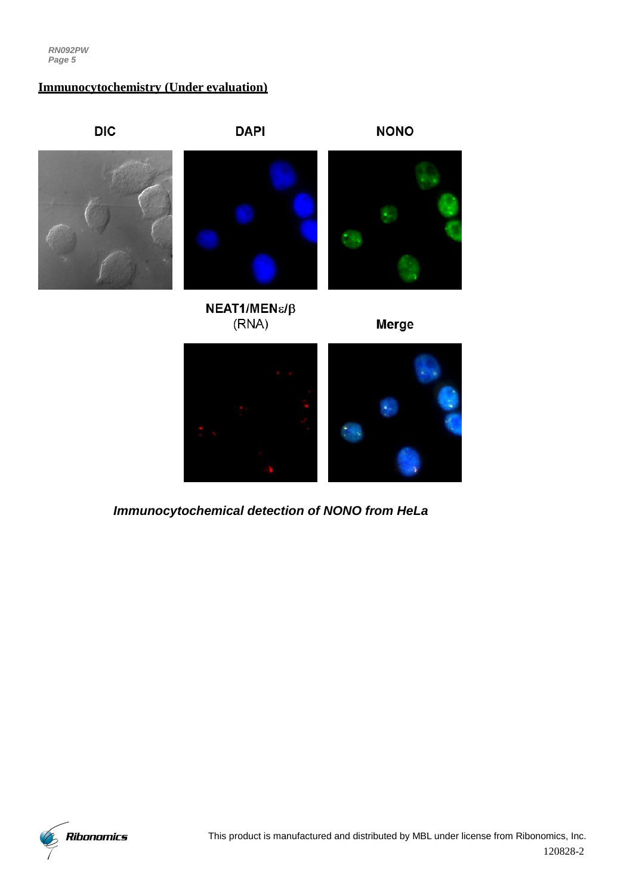## Immunocytochemistry (Under evaluation)

DIC

DAPI

NONO

NEAT1/MENε/β
(RNA)

Merge

***Immunocytochemical detection of NONO from HeLa***

This product is manufactured and distributed by MBL under license from Ribonomics, Inc.
120828-2